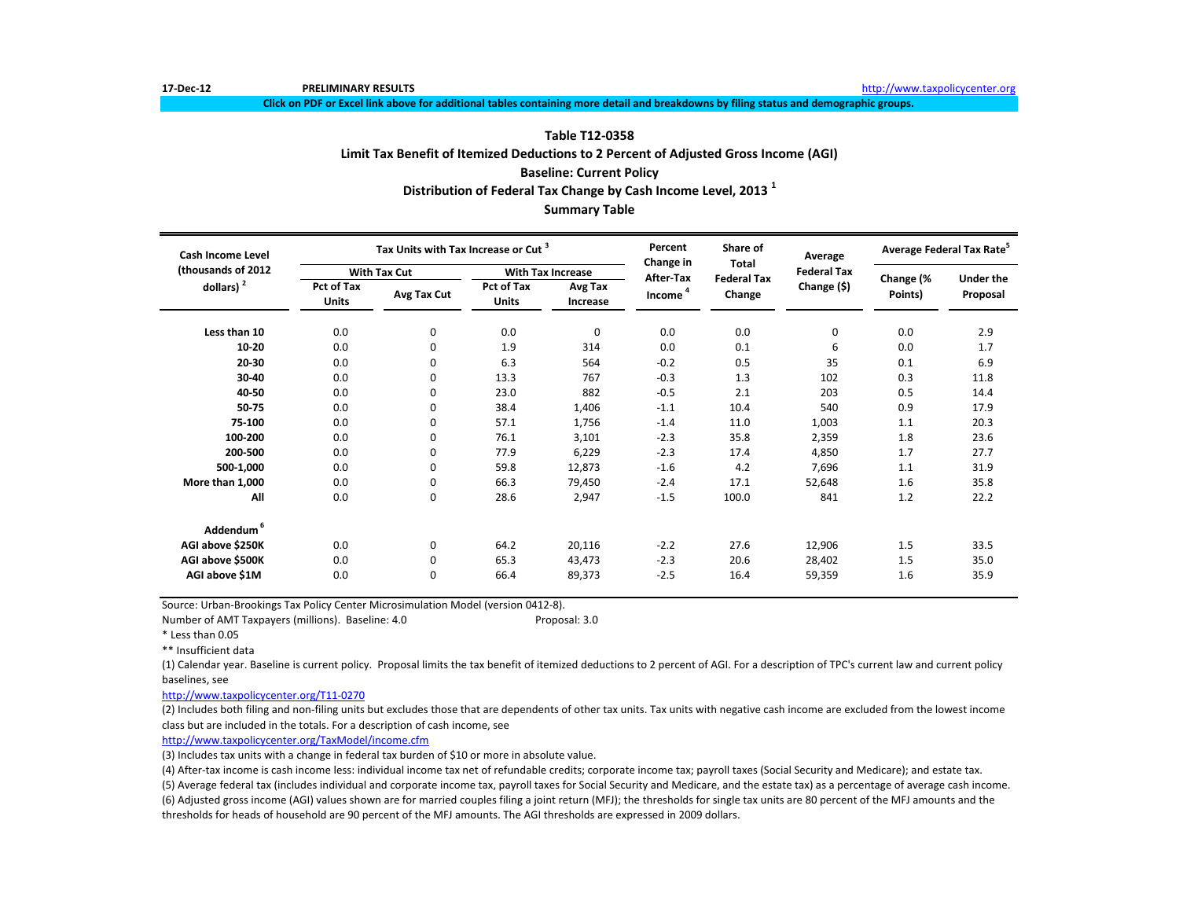17-Dec-12 PRELIMINARY RESULTS http://www.taxpolicycenter.org

**Click on PDF or Excel link above for additional tables containing more detail and breakdowns by filing status and demographic groups.**

## Table T12-0358
## Limit Tax Benefit of Itemized Deductions to 2 Percent of Adjusted Gross Income (AGI)
## Baseline: Current Policy
## Distribution of Federal Tax Change by Cash Income Level, 2013 [1]
## Summary Table

| Cash Income Level (thousands of 2012 dollars) [2] | Tax Units with Tax Increase or Cut [3] | | | | Percent Change in After-Tax Income [4] | Share of Total Federal Tax Change | Average Federal Tax Change ($) | Average Federal Tax Rate[5] | |
|---|---|---|---|---|---|---|---|---|---|
| | With Tax Cut | | With Tax Increase | | | | | | |
| | Pct of Tax Units | Avg Tax Cut | Pct of Tax Units | Avg Tax Increase | | | | Change (% Points) | Under the Proposal |
| **Less than 10** | 0.0 | 0 | 0.0 | 0 | 0.0 | 0.0 | 0 | 0.0 | 2.9 |
| **10-20** | 0.0 | 0 | 1.9 | 314 | 0.0 | 0.1 | 6 | 0.0 | 1.7 |
| **20-30** | 0.0 | 0 | 6.3 | 564 | -0.2 | 0.5 | 35 | 0.1 | 6.9 |
| **30-40** | 0.0 | 0 | 13.3 | 767 | -0.3 | 1.3 | 102 | 0.3 | 11.8 |
| **40-50** | 0.0 | 0 | 23.0 | 882 | -0.5 | 2.1 | 203 | 0.5 | 14.4 |
| **50-75** | 0.0 | 0 | 38.4 | 1,406 | -1.1 | 10.4 | 540 | 0.9 | 17.9 |
| **75-100** | 0.0 | 0 | 57.1 | 1,756 | -1.4 | 11.0 | 1,003 | 1.1 | 20.3 |
| **100-200** | 0.0 | 0 | 76.1 | 3,101 | -2.3 | 35.8 | 2,359 | 1.8 | 23.6 |
| **200-500** | 0.0 | 0 | 77.9 | 6,229 | -2.3 | 17.4 | 4,850 | 1.7 | 27.7 |
| **500-1,000** | 0.0 | 0 | 59.8 | 12,873 | -1.6 | 4.2 | 7,696 | 1.1 | 31.9 |
| **More than 1,000** | 0.0 | 0 | 66.3 | 79,450 | -2.4 | 17.1 | 52,648 | 1.6 | 35.8 |
| **All** | 0.0 | 0 | 28.6 | 2,947 | -1.5 | 100.0 | 841 | 1.2 | 22.2 |
| **Addendum [6]** | | | | | | | | | |
| **AGI above $250K** | 0.0 | 0 | 64.2 | 20,116 | -2.2 | 27.6 | 12,906 | 1.5 | 33.5 |
| **AGI above $500K** | 0.0 | 0 | 65.3 | 43,473 | -2.3 | 20.6 | 28,402 | 1.5 | 35.0 |
| **AGI above $1M** | 0.0 | 0 | 66.4 | 89,373 | -2.5 | 16.4 | 59,359 | 1.6 | 35.9 |

Source: Urban-Brookings Tax Policy Center Microsimulation Model (version 0412-8).

Number of AMT Taxpayers (millions). Baseline: 4.0 Proposal: 3.0

* Less than 0.05

** Insufficient data

(1) Calendar year. Baseline is current policy. Proposal limits the tax benefit of itemized deductions to 2 percent of AGI. For a description of TPC's current law and current policy baselines, see

http://www.taxpolicycenter.org/T11-0270

(2) Includes both filing and non-filing units but excludes those that are dependents of other tax units. Tax units with negative cash income are excluded from the lowest income class but are included in the totals. For a description of cash income, see

http://www.taxpolicycenter.org/TaxModel/income.cfm

(3) Includes tax units with a change in federal tax burden of $10 or more in absolute value.

(4) After-tax income is cash income less: individual income tax net of refundable credits; corporate income tax; payroll taxes (Social Security and Medicare); and estate tax.

(5) Average federal tax (includes individual and corporate income tax, payroll taxes for Social Security and Medicare, and the estate tax) as a percentage of average cash income.

(6) Adjusted gross income (AGI) values shown are for married couples filing a joint return (MFJ); the thresholds for single tax units are 80 percent of the MFJ amounts and the thresholds for heads of household are 90 percent of the MFJ amounts. The AGI thresholds are expressed in 2009 dollars.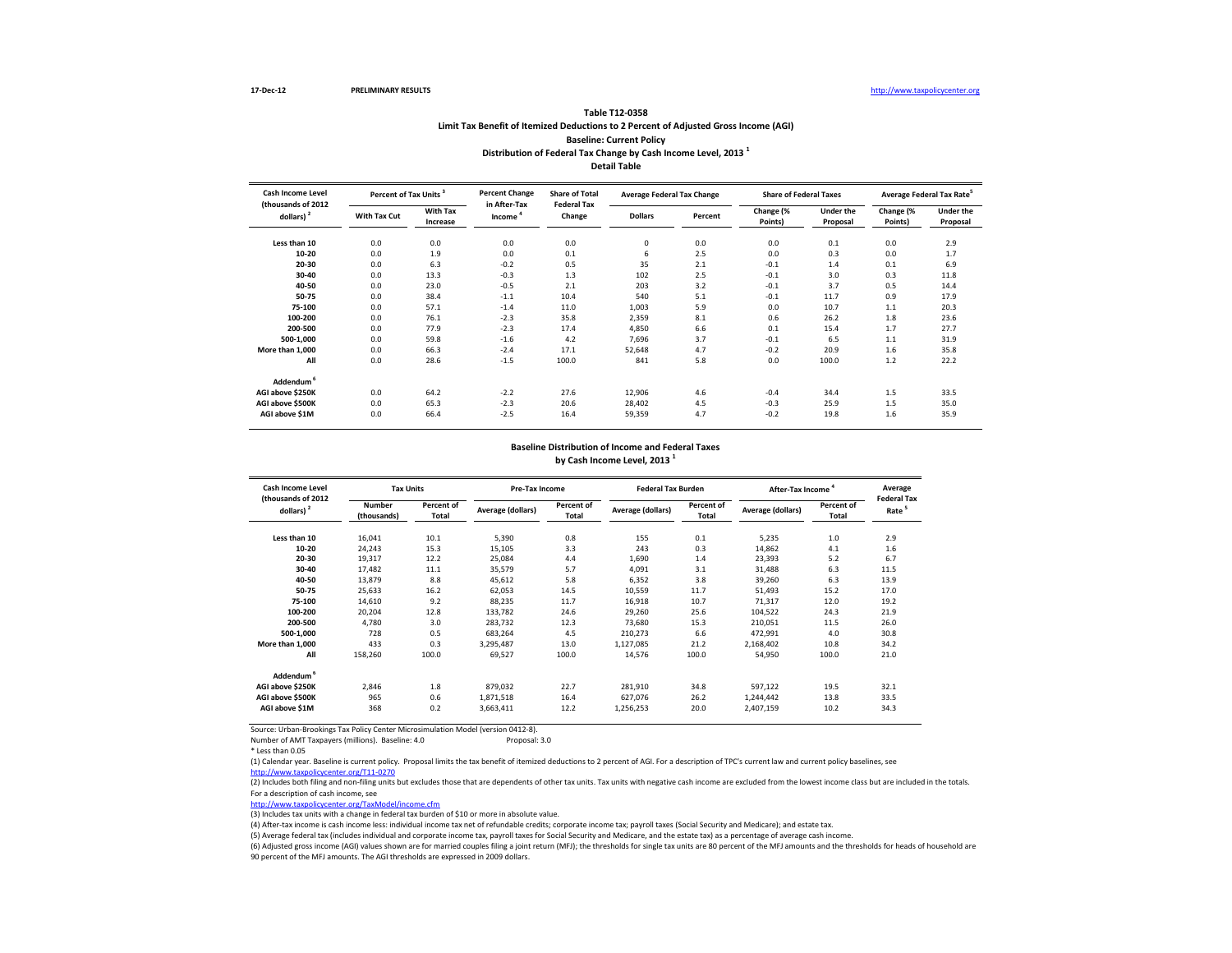17-Dec-12 PRELIMINARY RESULTS http://www.taxpolicycenter.org

### Table T12-0358
### Limit Tax Benefit of Itemized Deductions to 2 Percent of Adjusted Gross Income (AGI)
### Baseline: Current Policy
### Distribution of Federal Tax Change by Cash Income Level, 2013 [1]
### Detail Table

| Cash Income Level (thousands of 2012 dollars) [2] | Percent of Tax Units [3] | | Percent Change in After-Tax Income [4] | Share of Total Federal Tax Change | Average Federal Tax Change | | Share of Federal Taxes | | Average Federal Tax Rate [5] | |
|---|---|---|---|---|---|---|---|---|---|---|
| | With Tax Cut | With Tax Increase | | | Dollars | Percent | Change (% Points) | Under the Proposal | Change (% Points) | Under the Proposal |
| Less than 10 | 0.0 | 0.0 | 0.0 | 0.0 | 0 | 0.0 | 0.0 | 0.1 | 0.0 | 2.9 |
| 10-20 | 0.0 | 1.9 | 0.0 | 0.1 | 6 | 2.5 | 0.0 | 0.3 | 0.0 | 1.7 |
| 20-30 | 0.0 | 6.3 | -0.2 | 0.5 | 35 | 2.1 | -0.1 | 1.4 | 0.1 | 6.9 |
| 30-40 | 0.0 | 13.3 | -0.3 | 1.3 | 102 | 2.5 | -0.1 | 3.0 | 0.3 | 11.8 |
| 40-50 | 0.0 | 23.0 | -0.5 | 2.1 | 203 | 3.2 | -0.1 | 3.7 | 0.5 | 14.4 |
| 50-75 | 0.0 | 38.4 | -1.1 | 10.4 | 540 | 5.1 | -0.1 | 11.7 | 0.9 | 17.9 |
| 75-100 | 0.0 | 57.1 | -1.4 | 11.0 | 1,003 | 5.9 | 0.0 | 10.7 | 1.1 | 20.3 |
| 100-200 | 0.0 | 76.1 | -2.3 | 35.8 | 2,359 | 8.1 | 0.6 | 26.2 | 1.8 | 23.6 |
| 200-500 | 0.0 | 77.9 | -2.3 | 17.4 | 4,850 | 6.6 | 0.1 | 15.4 | 1.7 | 27.7 |
| 500-1,000 | 0.0 | 59.8 | -1.6 | 4.2 | 7,696 | 3.7 | -0.1 | 6.5 | 1.1 | 31.9 |
| More than 1,000 | 0.0 | 66.3 | -2.4 | 17.1 | 52,648 | 4.7 | -0.2 | 20.9 | 1.6 | 35.8 |
| All | 0.0 | 28.6 | -1.5 | 100.0 | 841 | 5.8 | 0.0 | 100.0 | 1.2 | 22.2 |
| **Addendum [6]** | | | | | | | | | | |
| AGI above $250K | 0.0 | 64.2 | -2.2 | 27.6 | 12,906 | 4.6 | -0.4 | 34.4 | 1.5 | 33.5 |
| AGI above $500K | 0.0 | 65.3 | -2.3 | 20.6 | 28,402 | 4.5 | -0.3 | 25.9 | 1.5 | 35.0 |
| AGI above $1M | 0.0 | 66.4 | -2.5 | 16.4 | 59,359 | 4.7 | -0.2 | 19.8 | 1.6 | 35.9 |

### Baseline Distribution of Income and Federal Taxes by Cash Income Level, 2013 [1]

| Cash Income Level (thousands of 2012 dollars) [2] | Tax Units | | Pre-Tax Income | | Federal Tax Burden | | After-Tax Income [4] | | Average Federal Tax Rate [5] |
|---|---|---|---|---|---|---|---|---|---|
| | Number (thousands) | Percent of Total | Average (dollars) | Percent of Total | Average (dollars) | Percent of Total | Average (dollars) | Percent of Total | |
| Less than 10 | 16,041 | 10.1 | 5,390 | 0.8 | 155 | 0.1 | 5,235 | 1.0 | 2.9 |
| 10-20 | 24,243 | 15.3 | 15,105 | 3.3 | 243 | 0.3 | 14,862 | 4.1 | 1.6 |
| 20-30 | 19,317 | 12.2 | 25,084 | 4.4 | 1,690 | 1.4 | 23,393 | 5.2 | 6.7 |
| 30-40 | 17,482 | 11.1 | 35,579 | 5.7 | 4,091 | 3.1 | 31,488 | 6.3 | 11.5 |
| 40-50 | 13,879 | 8.8 | 45,612 | 5.8 | 6,352 | 3.8 | 39,260 | 6.3 | 13.9 |
| 50-75 | 25,633 | 16.2 | 62,053 | 14.5 | 10,559 | 11.7 | 51,493 | 15.2 | 17.0 |
| 75-100 | 14,610 | 9.2 | 88,235 | 11.7 | 16,918 | 10.7 | 71,317 | 12.0 | 19.2 |
| 100-200 | 20,204 | 12.8 | 133,782 | 24.6 | 29,260 | 25.6 | 104,522 | 24.3 | 21.9 |
| 200-500 | 4,780 | 3.0 | 283,732 | 12.3 | 73,680 | 15.3 | 210,051 | 11.5 | 26.0 |
| 500-1,000 | 728 | 0.5 | 683,264 | 4.5 | 210,273 | 6.6 | 472,991 | 4.0 | 30.8 |
| More than 1,000 | 433 | 0.3 | 3,295,487 | 13.0 | 1,127,085 | 21.2 | 2,168,402 | 10.8 | 34.2 |
| All | 158,260 | 100.0 | 69,527 | 100.0 | 14,576 | 100.0 | 54,950 | 100.0 | 21.0 |
| **Addendum [6]** | | | | | | | | | |
| AGI above $250K | 2,846 | 1.8 | 879,032 | 22.7 | 281,910 | 34.8 | 597,122 | 19.5 | 32.1 |
| AGI above $500K | 965 | 0.6 | 1,871,518 | 16.4 | 627,076 | 26.2 | 1,244,442 | 13.8 | 33.5 |
| AGI above $1M | 368 | 0.2 | 3,663,411 | 12.2 | 1,256,253 | 20.0 | 2,407,159 | 10.2 | 34.3 |

Source: Urban-Brookings Tax Policy Center Microsimulation Model (version 0412-8).

Number of AMT Taxpayers (millions). Baseline: 4.0 Proposal: 3.0

* Less than 0.05

(1) Calendar year. Baseline is current policy. Proposal limits the tax benefit of itemized deductions to 2 percent of AGI. For a description of TPC's current law and current policy baselines, see http://www.taxpolicycenter.org/T11-0270

(2) Includes both filing and non-filing units but excludes those that are dependents of other tax units. Tax units with negative cash income are excluded from the lowest income class but are included in the totals. For a description of cash income, see http://www.taxpolicycenter.org/TaxModel/income.cfm

(3) Includes tax units with a change in federal tax burden of $10 or more in absolute value.

(4) After-tax income is cash income less: individual income tax net of refundable credits; corporate income tax; payroll taxes (Social Security and Medicare); and estate tax.

(5) Average federal tax (includes individual and corporate income tax, payroll taxes for Social Security and Medicare, and the estate tax) as a percentage of average cash income.

(6) Adjusted gross income (AGI) values shown are for married couples filing a joint return (MFJ); the thresholds for single tax units are 80 percent of the MFJ amounts and the thresholds for heads of household are 90 percent of the MFJ amounts. The AGI thresholds are expressed in 2009 dollars.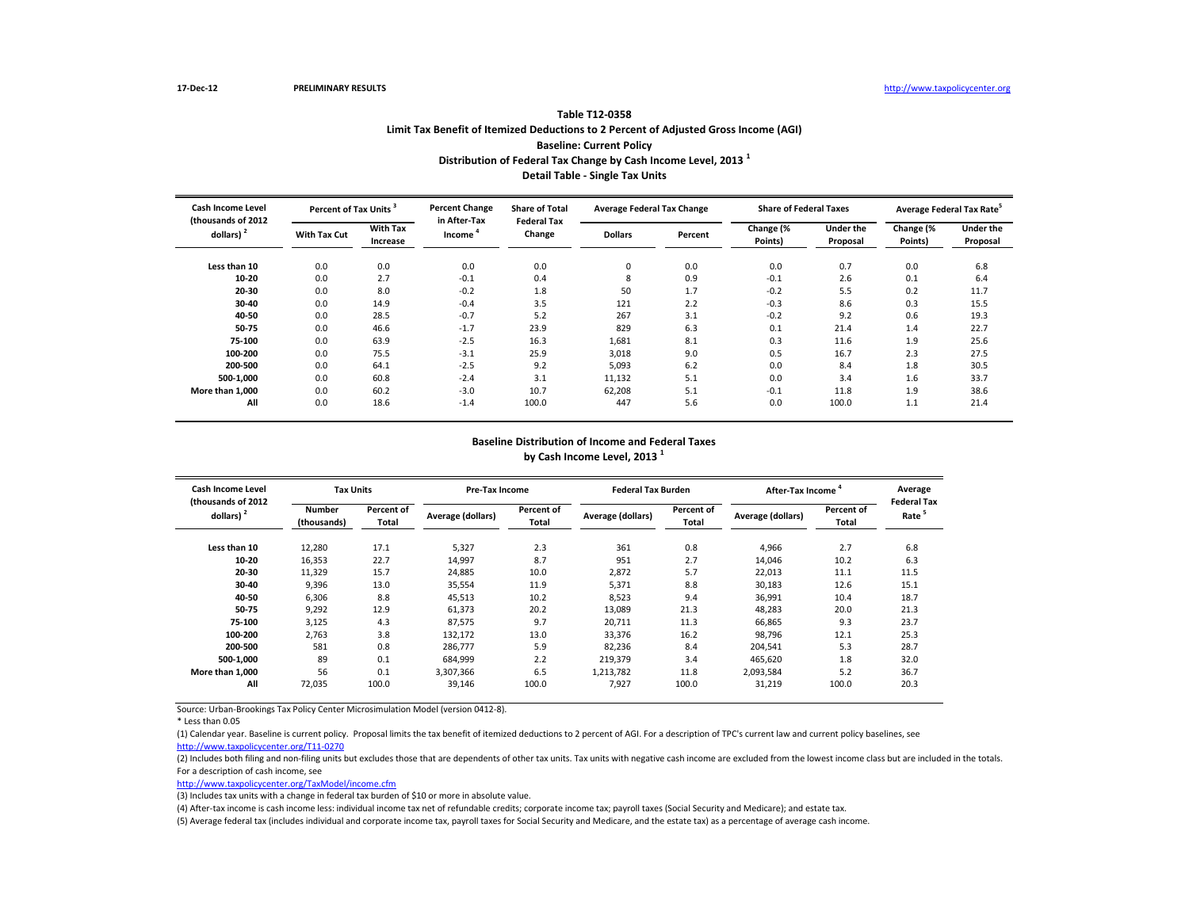17-Dec-12 PRELIMINARY RESULTS http://www.taxpolicycenter.org

## Table T12-0358

### Limit Tax Benefit of Itemized Deductions to 2 Percent of Adjusted Gross Income (AGI)

### Baseline: Current Policy

### Distribution of Federal Tax Change by Cash Income Level, 2013 [1]

### Detail Table - Single Tax Units

| Cash Income Level (thousands of 2012 dollars) [2] | Percent of Tax Units [3] | | Percent Change in After-Tax Income [4] | Share of Total Federal Tax Change | Average Federal Tax Change | | Share of Federal Taxes | | Average Federal Tax Rate[5] | |
|---|---|---|---|---|---|---|---|---|---|---|
| | With Tax Cut | With Tax Increase | | | Dollars | Percent | Change (% Points) | Under the Proposal | Change (% Points) | Under the Proposal |
| Less than 10 | 0.0 | 0.0 | 0.0 | 0.0 | 0 | 0.0 | 0.0 | 0.7 | 0.0 | 6.8 |
| 10-20 | 0.0 | 2.7 | -0.1 | 0.4 | 8 | 0.9 | -0.1 | 2.6 | 0.1 | 6.4 |
| 20-30 | 0.0 | 8.0 | -0.2 | 1.8 | 50 | 1.7 | -0.2 | 5.5 | 0.2 | 11.7 |
| 30-40 | 0.0 | 14.9 | -0.4 | 3.5 | 121 | 2.2 | -0.3 | 8.6 | 0.3 | 15.5 |
| 40-50 | 0.0 | 28.5 | -0.7 | 5.2 | 267 | 3.1 | -0.2 | 9.2 | 0.6 | 19.3 |
| 50-75 | 0.0 | 46.6 | -1.7 | 23.9 | 829 | 6.3 | 0.1 | 21.4 | 1.4 | 22.7 |
| 75-100 | 0.0 | 63.9 | -2.5 | 16.3 | 1,681 | 8.1 | 0.3 | 11.6 | 1.9 | 25.6 |
| 100-200 | 0.0 | 75.5 | -3.1 | 25.9 | 3,018 | 9.0 | 0.5 | 16.7 | 2.3 | 27.5 |
| 200-500 | 0.0 | 64.1 | -2.5 | 9.2 | 5,093 | 6.2 | 0.0 | 8.4 | 1.8 | 30.5 |
| 500-1,000 | 0.0 | 60.8 | -2.4 | 3.1 | 11,132 | 5.1 | 0.0 | 3.4 | 1.6 | 33.7 |
| More than 1,000 | 0.0 | 60.2 | -3.0 | 10.7 | 62,208 | 5.1 | -0.1 | 11.8 | 1.9 | 38.6 |
| All | 0.0 | 18.6 | -1.4 | 100.0 | 447 | 5.6 | 0.0 | 100.0 | 1.1 | 21.4 |

### Baseline Distribution of Income and Federal Taxes by Cash Income Level, 2013 [1]

| Cash Income Level (thousands of 2012 dollars) [2] | Tax Units | | Pre-Tax Income | | Federal Tax Burden | | After-Tax Income [4] | | Average Federal Tax Rate [5] |
|---|---|---|---|---|---|---|---|---|---|
| | Number (thousands) | Percent of Total | Average (dollars) | Percent of Total | Average (dollars) | Percent of Total | Average (dollars) | Percent of Total | |
| Less than 10 | 12,280 | 17.1 | 5,327 | 2.3 | 361 | 0.8 | 4,966 | 2.7 | 6.8 |
| 10-20 | 16,353 | 22.7 | 14,997 | 8.7 | 951 | 2.7 | 14,046 | 10.2 | 6.3 |
| 20-30 | 11,329 | 15.7 | 24,885 | 10.0 | 2,872 | 5.7 | 22,013 | 11.1 | 11.5 |
| 30-40 | 9,396 | 13.0 | 35,554 | 11.9 | 5,371 | 8.8 | 30,183 | 12.6 | 15.1 |
| 40-50 | 6,306 | 8.8 | 45,513 | 10.2 | 8,523 | 9.4 | 36,991 | 10.4 | 18.7 |
| 50-75 | 9,292 | 12.9 | 61,373 | 20.2 | 13,089 | 21.3 | 48,283 | 20.0 | 21.3 |
| 75-100 | 3,125 | 4.3 | 87,575 | 9.7 | 20,711 | 11.3 | 66,865 | 9.3 | 23.7 |
| 100-200 | 2,763 | 3.8 | 132,172 | 13.0 | 33,376 | 16.2 | 98,796 | 12.1 | 25.3 |
| 200-500 | 581 | 0.8 | 286,777 | 5.9 | 82,236 | 8.4 | 204,541 | 5.3 | 28.7 |
| 500-1,000 | 89 | 0.1 | 684,999 | 2.2 | 219,379 | 3.4 | 465,620 | 1.8 | 32.0 |
| More than 1,000 | 56 | 0.1 | 3,307,366 | 6.5 | 1,213,782 | 11.8 | 2,093,584 | 5.2 | 36.7 |
| All | 72,035 | 100.0 | 39,146 | 100.0 | 7,927 | 100.0 | 31,219 | 100.0 | 20.3 |

Source: Urban-Brookings Tax Policy Center Microsimulation Model (version 0412-8).

* Less than 0.05

(1) Calendar year. Baseline is current policy. Proposal limits the tax benefit of itemized deductions to 2 percent of AGI. For a description of TPC's current law and current policy baselines, see http://www.taxpolicycenter.org/T11-0270

(2) Includes both filing and non-filing units but excludes those that are dependents of other tax units. Tax units with negative cash income are excluded from the lowest income class but are included in the totals. For a description of cash income, see http://www.taxpolicycenter.org/TaxModel/income.cfm

(3) Includes tax units with a change in federal tax burden of $10 or more in absolute value.

(4) After-tax income is cash income less: individual income tax net of refundable credits; corporate income tax; payroll taxes (Social Security and Medicare); and estate tax.

(5) Average federal tax (includes individual and corporate income tax, payroll taxes for Social Security and Medicare, and the estate tax) as a percentage of average cash income.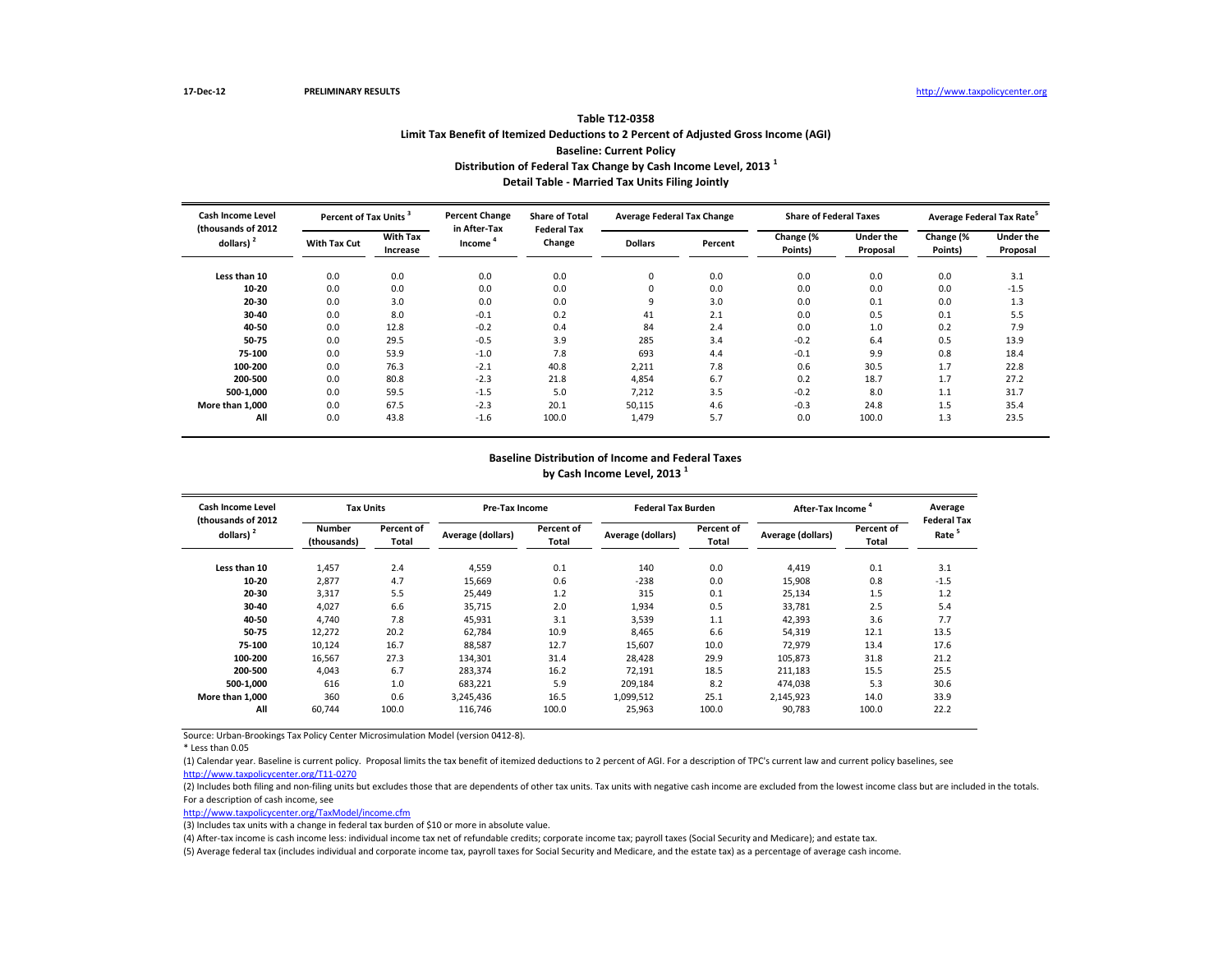17-Dec-12 **PRELIMINARY RESULTS** http://www.taxpolicycenter.org

## Table T12-0358
## Limit Tax Benefit of Itemized Deductions to 2 Percent of Adjusted Gross Income (AGI)
## Baseline: Current Policy
## Distribution of Federal Tax Change by Cash Income Level, 2013 [1]
## Detail Table - Married Tax Units Filing Jointly

| Cash Income Level (thousands of 2012 dollars) [2] | Percent of Tax Units [3] | | Percent Change in After-Tax Income [4] | Share of Total Federal Tax Change | Average Federal Tax Change | | Share of Federal Taxes | | Average Federal Tax Rate [5] | |
|---|---|---|---|---|---|---|---|---|---|---|
| | With Tax Cut | With Tax Increase | | | Dollars | Percent | Change (% Points) | Under the Proposal | Change (% Points) | Under the Proposal |
| Less than 10 | 0.0 | 0.0 | 0.0 | 0.0 | 0 | 0.0 | 0.0 | 0.0 | 0.0 | 3.1 |
| 10-20 | 0.0 | 0.0 | 0.0 | 0.0 | 0 | 0.0 | 0.0 | 0.0 | 0.0 | -1.5 |
| 20-30 | 0.0 | 3.0 | 0.0 | 0.0 | 9 | 3.0 | 0.0 | 0.1 | 0.0 | 1.3 |
| 30-40 | 0.0 | 8.0 | -0.1 | 0.2 | 41 | 2.1 | 0.0 | 0.5 | 0.1 | 5.5 |
| 40-50 | 0.0 | 12.8 | -0.2 | 0.4 | 84 | 2.4 | 0.0 | 1.0 | 0.2 | 7.9 |
| 50-75 | 0.0 | 29.5 | -0.5 | 3.9 | 285 | 3.4 | -0.2 | 6.4 | 0.5 | 13.9 |
| 75-100 | 0.0 | 53.9 | -1.0 | 7.8 | 693 | 4.4 | -0.1 | 9.9 | 0.8 | 18.4 |
| 100-200 | 0.0 | 76.3 | -2.1 | 40.8 | 2,211 | 7.8 | 0.6 | 30.5 | 1.7 | 22.8 |
| 200-500 | 0.0 | 80.8 | -2.3 | 21.8 | 4,854 | 6.7 | 0.2 | 18.7 | 1.7 | 27.2 |
| 500-1,000 | 0.0 | 59.5 | -1.5 | 5.0 | 7,212 | 3.5 | -0.2 | 8.0 | 1.1 | 31.7 |
| More than 1,000 | 0.0 | 67.5 | -2.3 | 20.1 | 50,115 | 4.6 | -0.3 | 24.8 | 1.5 | 35.4 |
| All | 0.0 | 43.8 | -1.6 | 100.0 | 1,479 | 5.7 | 0.0 | 100.0 | 1.3 | 23.5 |

### Baseline Distribution of Income and Federal Taxes by Cash Income Level, 2013 [1]

| Cash Income Level (thousands of 2012 dollars) [2] | Tax Units | | Pre-Tax Income | | Federal Tax Burden | | After-Tax Income [4] | | Average Federal Tax Rate [5] |
|---|---|---|---|---|---|---|---|---|---|
| | Number (thousands) | Percent of Total | Average (dollars) | Percent of Total | Average (dollars) | Percent of Total | Average (dollars) | Percent of Total | |
| Less than 10 | 1,457 | 2.4 | 4,559 | 0.1 | 140 | 0.0 | 4,419 | 0.1 | 3.1 |
| 10-20 | 2,877 | 4.7 | 15,669 | 0.6 | -238 | 0.0 | 15,908 | 0.8 | -1.5 |
| 20-30 | 3,317 | 5.5 | 25,449 | 1.2 | 315 | 0.1 | 25,134 | 1.5 | 1.2 |
| 30-40 | 4,027 | 6.6 | 35,715 | 2.0 | 1,934 | 0.5 | 33,781 | 2.5 | 5.4 |
| 40-50 | 4,740 | 7.8 | 45,931 | 3.1 | 3,539 | 1.1 | 42,393 | 3.6 | 7.7 |
| 50-75 | 12,272 | 20.2 | 62,784 | 10.9 | 8,465 | 6.6 | 54,319 | 12.1 | 13.5 |
| 75-100 | 10,124 | 16.7 | 88,587 | 12.7 | 15,607 | 10.0 | 72,979 | 13.4 | 17.6 |
| 100-200 | 16,567 | 27.3 | 134,301 | 31.4 | 28,428 | 29.9 | 105,873 | 31.8 | 21.2 |
| 200-500 | 4,043 | 6.7 | 283,374 | 16.2 | 72,191 | 18.5 | 211,183 | 15.5 | 25.5 |
| 500-1,000 | 616 | 1.0 | 683,221 | 5.9 | 209,184 | 8.2 | 474,038 | 5.3 | 30.6 |
| More than 1,000 | 360 | 0.6 | 3,245,436 | 16.5 | 1,099,512 | 25.1 | 2,145,923 | 14.0 | 33.9 |
| All | 60,744 | 100.0 | 116,746 | 100.0 | 25,963 | 100.0 | 90,783 | 100.0 | 22.2 |

Source: Urban-Brookings Tax Policy Center Microsimulation Model (version 0412-8).

\* Less than 0.05

(1) Calendar year. Baseline is current policy. Proposal limits the tax benefit of itemized deductions to 2 percent of AGI. For a description of TPC's current law and current policy baselines, see http://www.taxpolicycenter.org/T11-0270

(2) Includes both filing and non-filing units but excludes those that are dependents of other tax units. Tax units with negative cash income are excluded from the lowest income class but are included in the totals. For a description of cash income, see http://www.taxpolicycenter.org/TaxModel/income.cfm

(3) Includes tax units with a change in federal tax burden of $10 or more in absolute value.

(4) After-tax income is cash income less: individual income tax net of refundable credits; corporate income tax; payroll taxes (Social Security and Medicare); and estate tax.

(5) Average federal tax (includes individual and corporate income tax, payroll taxes for Social Security and Medicare, and the estate tax) as a percentage of average cash income.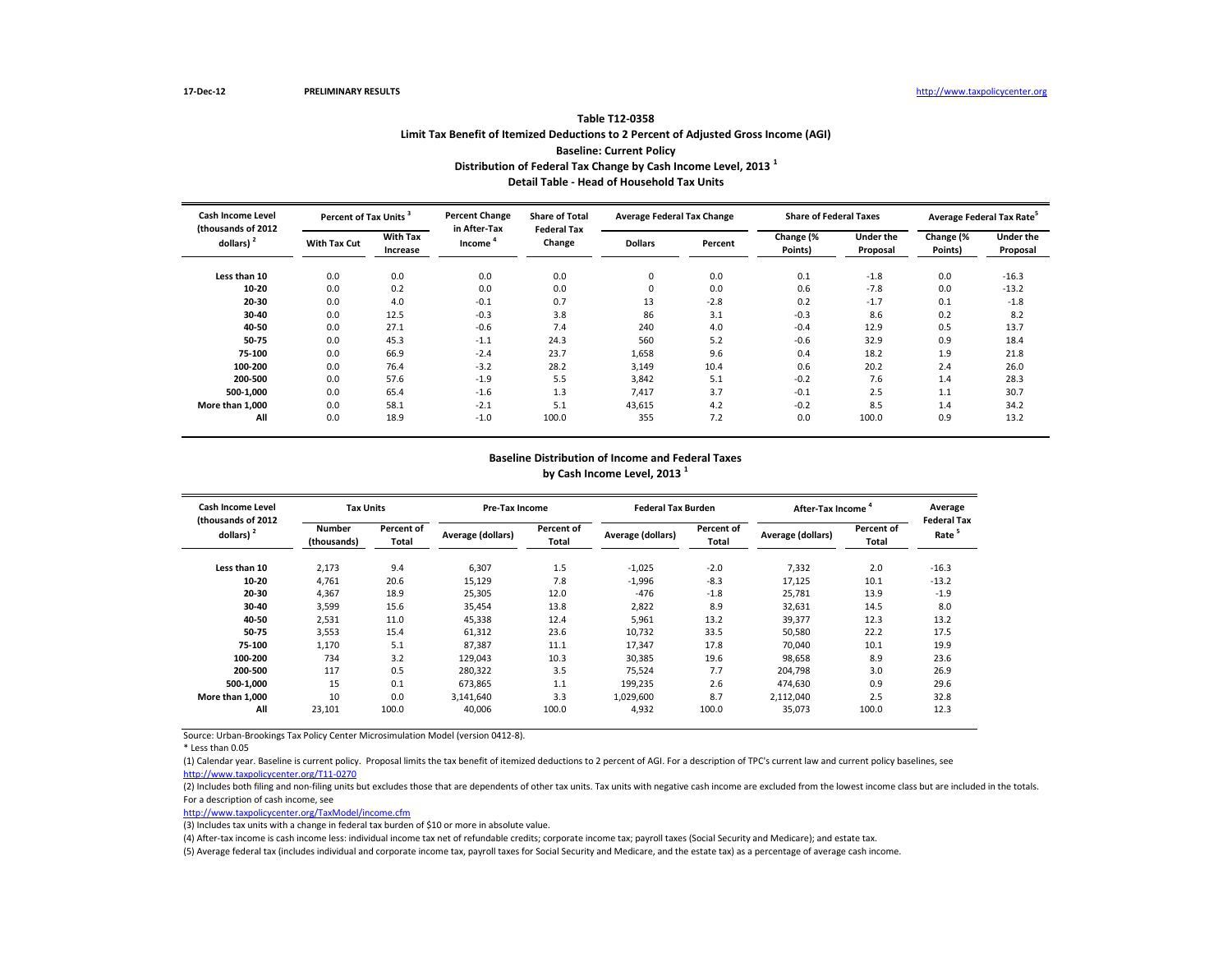17-Dec-12 PRELIMINARY RESULTS http://www.taxpolicycenter.org

## Table T12-0358
### Limit Tax Benefit of Itemized Deductions to 2 Percent of Adjusted Gross Income (AGI)
### Baseline: Current Policy
### Distribution of Federal Tax Change by Cash Income Level, 2013 [1]
### Detail Table - Head of Household Tax Units

| Cash Income Level (thousands of 2012 dollars) [2] | Percent of Tax Units [3] | | Percent Change in After-Tax Income [4] | Share of Total Federal Tax Change | Average Federal Tax Change | | Share of Federal Taxes | | Average Federal Tax Rate [5] | |
|---|---|---|---|---|---|---|---|---|---|---|
| | With Tax Cut | With Tax Increase | | | Dollars | Percent | Change (% Points) | Under the Proposal | Change (% Points) | Under the Proposal |
| Less than 10 | 0.0 | 0.0 | 0.0 | 0.0 | 0 | 0.0 | 0.1 | -1.8 | 0.0 | -16.3 |
| 10-20 | 0.0 | 0.2 | 0.0 | 0.0 | 0 | 0.0 | 0.6 | -7.8 | 0.0 | -13.2 |
| 20-30 | 0.0 | 4.0 | -0.1 | 0.7 | 13 | -2.8 | 0.2 | -1.7 | 0.1 | -1.8 |
| 30-40 | 0.0 | 12.5 | -0.3 | 3.8 | 86 | 3.1 | -0.3 | 8.6 | 0.2 | 8.2 |
| 40-50 | 0.0 | 27.1 | -0.6 | 7.4 | 240 | 4.0 | -0.4 | 12.9 | 0.5 | 13.7 |
| 50-75 | 0.0 | 45.3 | -1.1 | 24.3 | 560 | 5.2 | -0.6 | 32.9 | 0.9 | 18.4 |
| 75-100 | 0.0 | 66.9 | -2.4 | 23.7 | 1,658 | 9.6 | 0.4 | 18.2 | 1.9 | 21.8 |
| 100-200 | 0.0 | 76.4 | -3.2 | 28.2 | 3,149 | 10.4 | 0.6 | 20.2 | 2.4 | 26.0 |
| 200-500 | 0.0 | 57.6 | -1.9 | 5.5 | 3,842 | 5.1 | -0.2 | 7.6 | 1.4 | 28.3 |
| 500-1,000 | 0.0 | 65.4 | -1.6 | 1.3 | 7,417 | 3.7 | -0.1 | 2.5 | 1.1 | 30.7 |
| More than 1,000 | 0.0 | 58.1 | -2.1 | 5.1 | 43,615 | 4.2 | -0.2 | 8.5 | 1.4 | 34.2 |
| All | 0.0 | 18.9 | -1.0 | 100.0 | 355 | 7.2 | 0.0 | 100.0 | 0.9 | 13.2 |

### Baseline Distribution of Income and Federal Taxes by Cash Income Level, 2013 [1]

| Cash Income Level (thousands of 2012 dollars) [2] | Tax Units | | Pre-Tax Income | | Federal Tax Burden | | After-Tax Income [4] | | Average Federal Tax Rate [5] |
|---|---|---|---|---|---|---|---|---|---|
| | Number (thousands) | Percent of Total | Average (dollars) | Percent of Total | Average (dollars) | Percent of Total | Average (dollars) | Percent of Total | |
| Less than 10 | 2,173 | 9.4 | 6,307 | 1.5 | -1,025 | -2.0 | 7,332 | 2.0 | -16.3 |
| 10-20 | 4,761 | 20.6 | 15,129 | 7.8 | -1,996 | -8.3 | 17,125 | 10.1 | -13.2 |
| 20-30 | 4,367 | 18.9 | 25,305 | 12.0 | -476 | -1.8 | 25,781 | 13.9 | -1.9 |
| 30-40 | 3,599 | 15.6 | 35,454 | 13.8 | 2,822 | 8.9 | 32,631 | 14.5 | 8.0 |
| 40-50 | 2,531 | 11.0 | 45,338 | 12.4 | 5,961 | 13.2 | 39,377 | 12.3 | 13.2 |
| 50-75 | 3,553 | 15.4 | 61,312 | 23.6 | 10,732 | 33.5 | 50,580 | 22.2 | 17.5 |
| 75-100 | 1,170 | 5.1 | 87,387 | 11.1 | 17,347 | 17.8 | 70,040 | 10.1 | 19.9 |
| 100-200 | 734 | 3.2 | 129,043 | 10.3 | 30,385 | 19.6 | 98,658 | 8.9 | 23.6 |
| 200-500 | 117 | 0.5 | 280,322 | 3.5 | 75,524 | 7.7 | 204,798 | 3.0 | 26.9 |
| 500-1,000 | 15 | 0.1 | 673,865 | 1.1 | 199,235 | 2.6 | 474,630 | 0.9 | 29.6 |
| More than 1,000 | 10 | 0.0 | 3,141,640 | 3.3 | 1,029,600 | 8.7 | 2,112,040 | 2.5 | 32.8 |
| All | 23,101 | 100.0 | 40,006 | 100.0 | 4,932 | 100.0 | 35,073 | 100.0 | 12.3 |

Source: Urban-Brookings Tax Policy Center Microsimulation Model (version 0412-8).

* Less than 0.05

(1) Calendar year. Baseline is current policy. Proposal limits the tax benefit of itemized deductions to 2 percent of AGI. For a description of TPC's current law and current policy baselines, see http://www.taxpolicycenter.org/T11-0270

(2) Includes both filing and non-filing units but excludes those that are dependents of other tax units. Tax units with negative cash income are excluded from the lowest income class but are included in the totals. For a description of cash income, see http://www.taxpolicycenter.org/TaxModel/income.cfm

(3) Includes tax units with a change in federal tax burden of $10 or more in absolute value.

(4) After-tax income is cash income less: individual income tax net of refundable credits; corporate income tax; payroll taxes (Social Security and Medicare); and estate tax.

(5) Average federal tax (includes individual and corporate income tax, payroll taxes for Social Security and Medicare, and the estate tax) as a percentage of average cash income.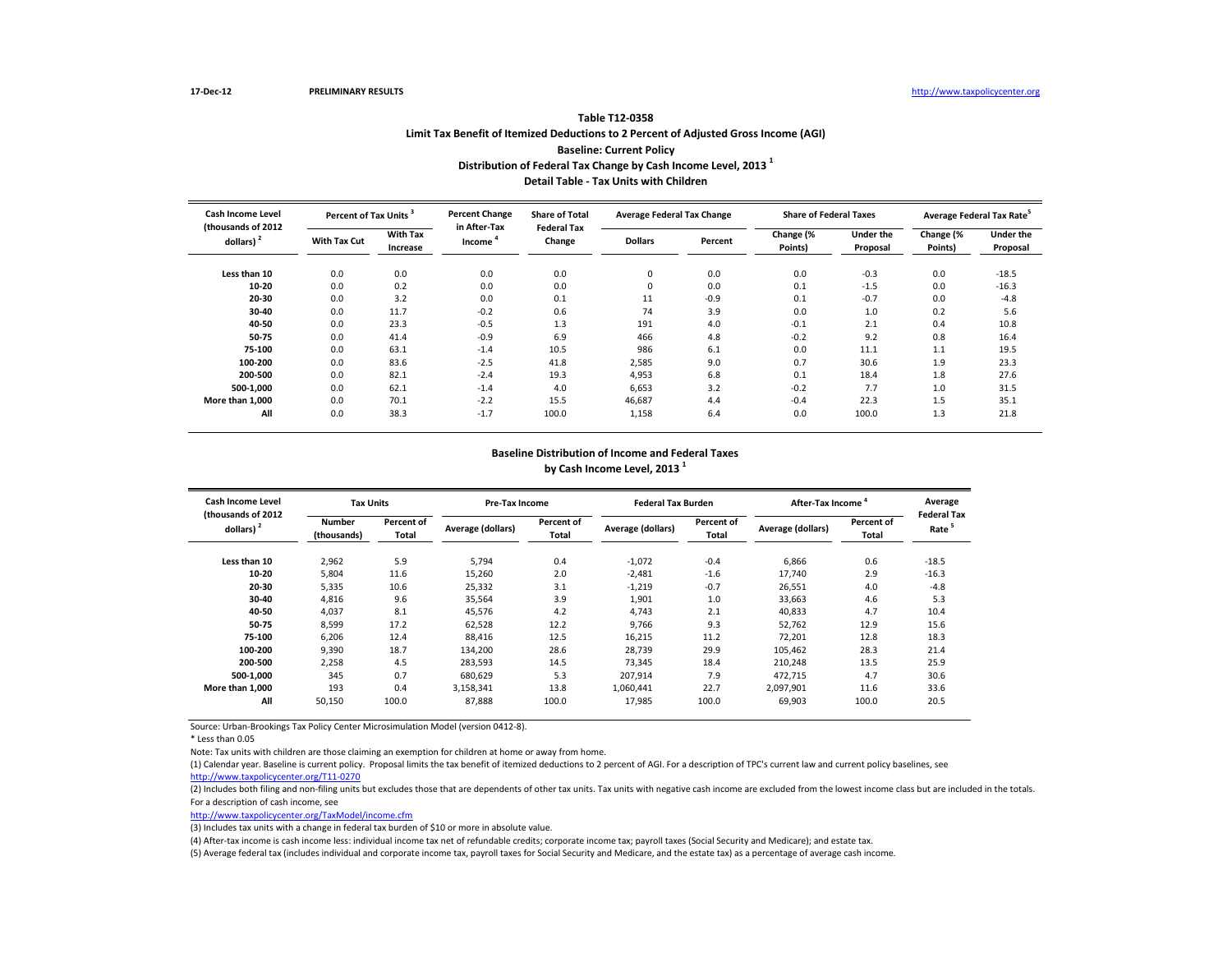17-Dec-12 PRELIMINARY RESULTS http://www.taxpolicycenter.org

# Table T12-0358
## Limit Tax Benefit of Itemized Deductions to 2 Percent of Adjusted Gross Income (AGI)
## Baseline: Current Policy
## Distribution of Federal Tax Change by Cash Income Level, 2013 [1]
## Detail Table - Tax Units with Children

| Cash Income Level (thousands of 2012 dollars) [2] | Percent of Tax Units [3] | | Percent Change in After-Tax Income [4] | Share of Total Federal Tax Change | Average Federal Tax Change | | Share of Federal Taxes | | Average Federal Tax Rate [5] | |
|---|---|---|---|---|---|---|---|---|---|---|
| | With Tax Cut | With Tax Increase | | | Dollars | Percent | Change (% Points) | Under the Proposal | Change (% Points) | Under the Proposal |
| Less than 10 | 0.0 | 0.0 | 0.0 | 0.0 | 0 | 0.0 | 0.0 | -0.3 | 0.0 | -18.5 |
| 10-20 | 0.0 | 0.2 | 0.0 | 0.0 | 0 | 0.0 | 0.1 | -1.5 | 0.0 | -16.3 |
| 20-30 | 0.0 | 3.2 | 0.0 | 0.1 | 11 | -0.9 | 0.1 | -0.7 | 0.0 | -4.8 |
| 30-40 | 0.0 | 11.7 | -0.2 | 0.6 | 74 | 3.9 | 0.0 | 1.0 | 0.2 | 5.6 |
| 40-50 | 0.0 | 23.3 | -0.5 | 1.3 | 191 | 4.0 | -0.1 | 2.1 | 0.4 | 10.8 |
| 50-75 | 0.0 | 41.4 | -0.9 | 6.9 | 466 | 4.8 | -0.2 | 9.2 | 0.8 | 16.4 |
| 75-100 | 0.0 | 63.1 | -1.4 | 10.5 | 986 | 6.1 | 0.0 | 11.1 | 1.1 | 19.5 |
| 100-200 | 0.0 | 83.6 | -2.5 | 41.8 | 2,585 | 9.0 | 0.7 | 30.6 | 1.9 | 23.3 |
| 200-500 | 0.0 | 82.1 | -2.4 | 19.3 | 4,953 | 6.8 | 0.1 | 18.4 | 1.8 | 27.6 |
| 500-1,000 | 0.0 | 62.1 | -1.4 | 4.0 | 6,653 | 3.2 | -0.2 | 7.7 | 1.0 | 31.5 |
| More than 1,000 | 0.0 | 70.1 | -2.2 | 15.5 | 46,687 | 4.4 | -0.4 | 22.3 | 1.5 | 35.1 |
| All | 0.0 | 38.3 | -1.7 | 100.0 | 1,158 | 6.4 | 0.0 | 100.0 | 1.3 | 21.8 |

## Baseline Distribution of Income and Federal Taxes by Cash Income Level, 2013 [1]

| Cash Income Level (thousands of 2012 dollars) [2] | Tax Units | | Pre-Tax Income | | Federal Tax Burden | | After-Tax Income [4] | | Average Federal Tax Rate [5] |
|---|---|---|---|---|---|---|---|---|---|
| | Number (thousands) | Percent of Total | Average (dollars) | Percent of Total | Average (dollars) | Percent of Total | Average (dollars) | Percent of Total | |
| Less than 10 | 2,962 | 5.9 | 5,794 | 0.4 | -1,072 | -0.4 | 6,866 | 0.6 | -18.5 |
| 10-20 | 5,804 | 11.6 | 15,260 | 2.0 | -2,481 | -1.6 | 17,740 | 2.9 | -16.3 |
| 20-30 | 5,335 | 10.6 | 25,332 | 3.1 | -1,219 | -0.7 | 26,551 | 4.0 | -4.8 |
| 30-40 | 4,816 | 9.6 | 35,564 | 3.9 | 1,901 | 1.0 | 33,663 | 4.6 | 5.3 |
| 40-50 | 4,037 | 8.1 | 45,576 | 4.2 | 4,743 | 2.1 | 40,833 | 4.7 | 10.4 |
| 50-75 | 8,599 | 17.2 | 62,528 | 12.2 | 9,766 | 9.3 | 52,762 | 12.9 | 15.6 |
| 75-100 | 6,206 | 12.4 | 88,416 | 12.5 | 16,215 | 11.2 | 72,201 | 12.8 | 18.3 |
| 100-200 | 9,390 | 18.7 | 134,200 | 28.6 | 28,739 | 29.9 | 105,462 | 28.3 | 21.4 |
| 200-500 | 2,258 | 4.5 | 283,593 | 14.5 | 73,345 | 18.4 | 210,248 | 13.5 | 25.9 |
| 500-1,000 | 345 | 0.7 | 680,629 | 5.3 | 207,914 | 7.9 | 472,715 | 4.7 | 30.6 |
| More than 1,000 | 193 | 0.4 | 3,158,341 | 13.8 | 1,060,441 | 22.7 | 2,097,901 | 11.6 | 33.6 |
| All | 50,150 | 100.0 | 87,888 | 100.0 | 17,985 | 100.0 | 69,903 | 100.0 | 20.5 |

Source: Urban-Brookings Tax Policy Center Microsimulation Model (version 0412-8).

* Less than 0.05

Note: Tax units with children are those claiming an exemption for children at home or away from home.

(1) Calendar year. Baseline is current policy. Proposal limits the tax benefit of itemized deductions to 2 percent of AGI. For a description of TPC's current law and current policy baselines, see http://www.taxpolicycenter.org/T11-0270

(2) Includes both filing and non-filing units but excludes those that are dependents of other tax units. Tax units with negative cash income are excluded from the lowest income class but are included in the totals. For a description of cash income, see

http://www.taxpolicycenter.org/TaxModel/income.cfm

(3) Includes tax units with a change in federal tax burden of $10 or more in absolute value.

(4) After-tax income is cash income less: individual income tax net of refundable credits; corporate income tax; payroll taxes (Social Security and Medicare); and estate tax.

(5) Average federal tax (includes individual and corporate income tax, payroll taxes for Social Security and Medicare, and the estate tax) as a percentage of average cash income.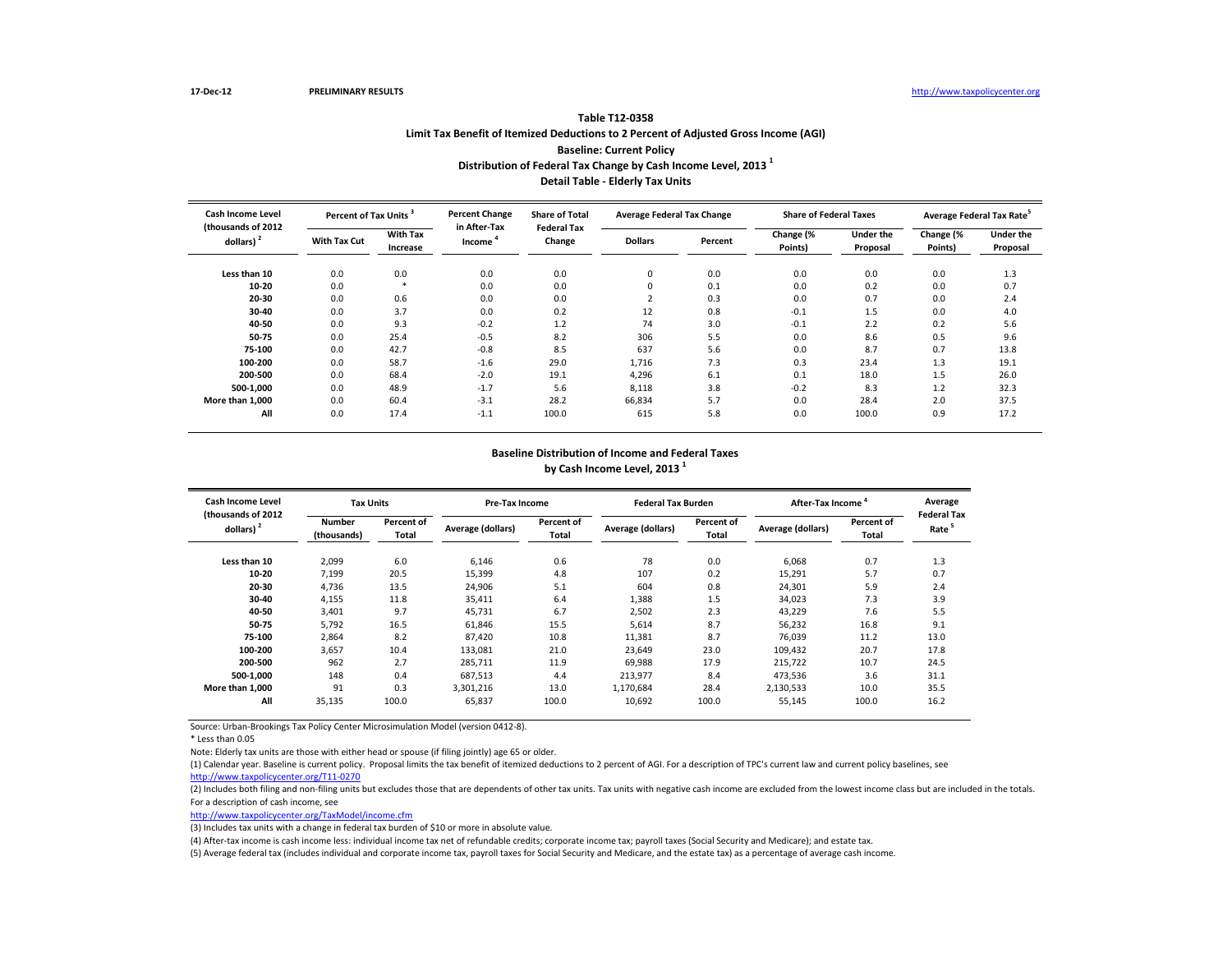17-Dec-12 **PRELIMINARY RESULTS** http://www.taxpolicycenter.org

## Table T12-0358
## Limit Tax Benefit of Itemized Deductions to 2 Percent of Adjusted Gross Income (AGI)
## Baseline: Current Policy
## Distribution of Federal Tax Change by Cash Income Level, 2013 [1]
## Detail Table - Elderly Tax Units

| Cash Income Level (thousands of 2012 dollars) [2] | Percent of Tax Units [3] | | Percent Change in After-Tax Income [4] | Share of Total Federal Tax Change | Average Federal Tax Change | | Share of Federal Taxes | | Average Federal Tax Rate[5] | |
|---|---|---|---|---|---|---|---|---|---|---|
| | With Tax Cut | With Tax Increase | | | Dollars | Percent | Change (% Points) | Under the Proposal | Change (% Points) | Under the Proposal |
| Less than 10 | 0.0 | 0.0 | 0.0 | 0.0 | 0 | 0.0 | 0.0 | 0.0 | 0.0 | 1.3 |
| 10-20 | 0.0 | * | 0.0 | 0.0 | 0 | 0.1 | 0.0 | 0.2 | 0.0 | 0.7 |
| 20-30 | 0.0 | 0.6 | 0.0 | 0.0 | 2 | 0.3 | 0.0 | 0.7 | 0.0 | 2.4 |
| 30-40 | 0.0 | 3.7 | 0.0 | 0.2 | 12 | 0.8 | -0.1 | 1.5 | 0.0 | 4.0 |
| 40-50 | 0.0 | 9.3 | -0.2 | 1.2 | 74 | 3.0 | -0.1 | 2.2 | 0.2 | 5.6 |
| 50-75 | 0.0 | 25.4 | -0.5 | 8.2 | 306 | 5.5 | 0.0 | 8.6 | 0.5 | 9.6 |
| 75-100 | 0.0 | 42.7 | -0.8 | 8.5 | 637 | 5.6 | 0.0 | 8.7 | 0.7 | 13.8 |
| 100-200 | 0.0 | 58.7 | -1.6 | 29.0 | 1,716 | 7.3 | 0.3 | 23.4 | 1.3 | 19.1 |
| 200-500 | 0.0 | 68.4 | -2.0 | 19.1 | 4,296 | 6.1 | 0.1 | 18.0 | 1.5 | 26.0 |
| 500-1,000 | 0.0 | 48.9 | -1.7 | 5.6 | 8,118 | 3.8 | -0.2 | 8.3 | 1.2 | 32.3 |
| More than 1,000 | 0.0 | 60.4 | -3.1 | 28.2 | 66,834 | 5.7 | 0.0 | 28.4 | 2.0 | 37.5 |
| All | 0.0 | 17.4 | -1.1 | 100.0 | 615 | 5.8 | 0.0 | 100.0 | 0.9 | 17.2 |

## Baseline Distribution of Income and Federal Taxes by Cash Income Level, 2013 [1]

| Cash Income Level (thousands of 2012 dollars) [2] | Tax Units | | Pre-Tax Income | | Federal Tax Burden | | After-Tax Income [4] | | Average Federal Tax Rate [5] |
|---|---|---|---|---|---|---|---|---|---|
| | Number (thousands) | Percent of Total | Average (dollars) | Percent of Total | Average (dollars) | Percent of Total | Average (dollars) | Percent of Total | |
| Less than 10 | 2,099 | 6.0 | 6,146 | 0.6 | 78 | 0.0 | 6,068 | 0.7 | 1.3 |
| 10-20 | 7,199 | 20.5 | 15,399 | 4.8 | 107 | 0.2 | 15,291 | 5.7 | 0.7 |
| 20-30 | 4,736 | 13.5 | 24,906 | 5.1 | 604 | 0.8 | 24,301 | 5.9 | 2.4 |
| 30-40 | 4,155 | 11.8 | 35,411 | 6.4 | 1,388 | 1.5 | 34,023 | 7.3 | 3.9 |
| 40-50 | 3,401 | 9.7 | 45,731 | 6.7 | 2,502 | 2.3 | 43,229 | 7.6 | 5.5 |
| 50-75 | 5,792 | 16.5 | 61,846 | 15.5 | 5,614 | 8.7 | 56,232 | 16.8 | 9.1 |
| 75-100 | 2,864 | 8.2 | 87,420 | 10.8 | 11,381 | 8.7 | 76,039 | 11.2 | 13.0 |
| 100-200 | 3,657 | 10.4 | 133,081 | 21.0 | 23,649 | 23.0 | 109,432 | 20.7 | 17.8 |
| 200-500 | 962 | 2.7 | 285,711 | 11.9 | 69,988 | 17.9 | 215,722 | 10.7 | 24.5 |
| 500-1,000 | 148 | 0.4 | 687,513 | 4.4 | 213,977 | 8.4 | 473,536 | 3.6 | 31.1 |
| More than 1,000 | 91 | 0.3 | 3,301,216 | 13.0 | 1,170,684 | 28.4 | 2,130,533 | 10.0 | 35.5 |
| All | 35,135 | 100.0 | 65,837 | 100.0 | 10,692 | 100.0 | 55,145 | 100.0 | 16.2 |

Source: Urban-Brookings Tax Policy Center Microsimulation Model (version 0412-8).

* Less than 0.05

Note: Elderly tax units are those with either head or spouse (if filing jointly) age 65 or older.

(1) Calendar year. Baseline is current policy. Proposal limits the tax benefit of itemized deductions to 2 percent of AGI. For a description of TPC's current law and current policy baselines, see http://www.taxpolicycenter.org/T11-0270

(2) Includes both filing and non-filing units but excludes those that are dependents of other tax units. Tax units with negative cash income are excluded from the lowest income class but are included in the totals. For a description of cash income, see

http://www.taxpolicycenter.org/TaxModel/income.cfm

(3) Includes tax units with a change in federal tax burden of $10 or more in absolute value.

(4) After-tax income is cash income less: individual income tax net of refundable credits; corporate income tax; payroll taxes (Social Security and Medicare); and estate tax.

(5) Average federal tax (includes individual and corporate income tax, payroll taxes for Social Security and Medicare, and the estate tax) as a percentage of average cash income.